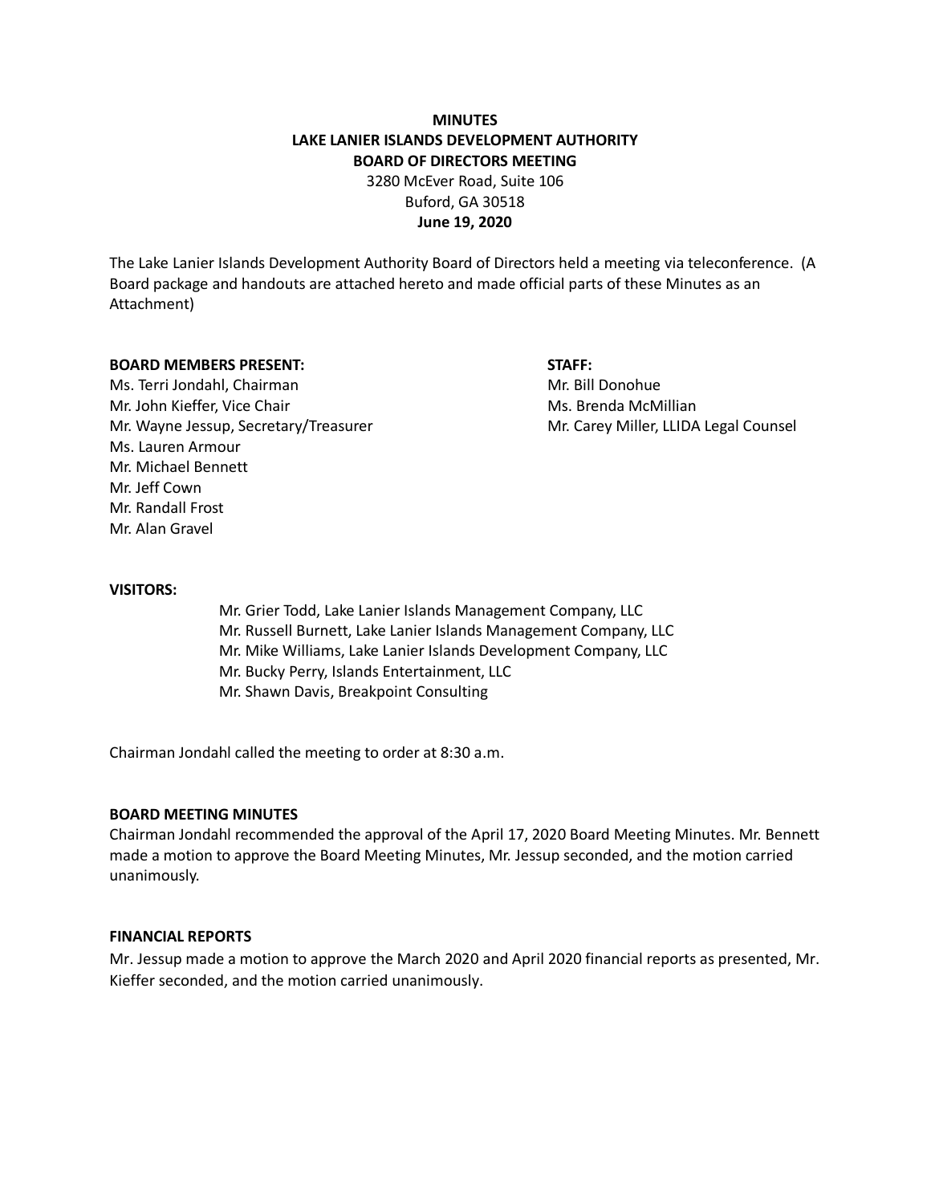**MINUTES**
**LAKE LANIER ISLANDS DEVELOPMENT AUTHORITY**
**BOARD OF DIRECTORS MEETING**
3280 McEver Road, Suite 106
Buford, GA 30518
**June 19, 2020**

The Lake Lanier Islands Development Authority Board of Directors held a meeting via teleconference. (A Board package and handouts are attached hereto and made official parts of these Minutes as an Attachment)

**BOARD MEMBERS PRESENT:**

Ms. Terri Jondahl, Chairman
Mr. John Kieffer, Vice Chair
Mr. Wayne Jessup, Secretary/Treasurer
Ms. Lauren Armour
Mr. Michael Bennett
Mr. Jeff Cown
Mr. Randall Frost
Mr. Alan Gravel

**STAFF:**

Mr. Bill Donohue
Ms. Brenda McMillian
Mr. Carey Miller, LLIDA Legal Counsel

**VISITORS:**

Mr. Grier Todd, Lake Lanier Islands Management Company, LLC
Mr. Russell Burnett, Lake Lanier Islands Management Company, LLC
Mr. Mike Williams, Lake Lanier Islands Development Company, LLC
Mr. Bucky Perry, Islands Entertainment, LLC
Mr. Shawn Davis, Breakpoint Consulting

Chairman Jondahl called the meeting to order at 8:30 a.m.

**BOARD MEETING MINUTES**

Chairman Jondahl recommended the approval of the April 17, 2020 Board Meeting Minutes. Mr. Bennett made a motion to approve the Board Meeting Minutes, Mr. Jessup seconded, and the motion carried unanimously.

**FINANCIAL REPORTS**

Mr. Jessup made a motion to approve the March 2020 and April 2020 financial reports as presented, Mr. Kieffer seconded, and the motion carried unanimously.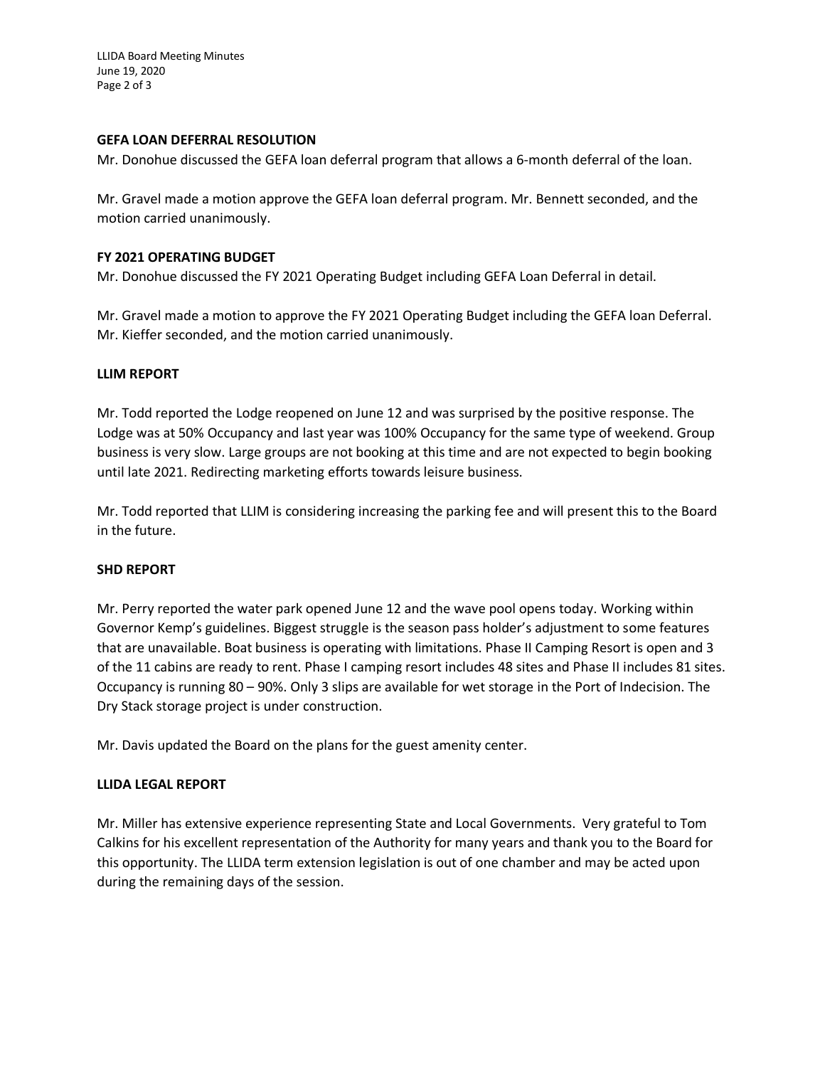**GEFA LOAN DEFERRAL RESOLUTION**

Mr. Donohue discussed the GEFA loan deferral program that allows a 6-month deferral of the loan.

Mr. Gravel made a motion approve the GEFA loan deferral program. Mr. Bennett seconded, and the motion carried unanimously.

**FY 2021 OPERATING BUDGET**

Mr. Donohue discussed the FY 2021 Operating Budget including GEFA Loan Deferral in detail.

Mr. Gravel made a motion to approve the FY 2021 Operating Budget including the GEFA loan Deferral. Mr. Kieffer seconded, and the motion carried unanimously.

**LLIM REPORT**

Mr. Todd reported the Lodge reopened on June 12 and was surprised by the positive response. The Lodge was at 50% Occupancy and last year was 100% Occupancy for the same type of weekend. Group business is very slow. Large groups are not booking at this time and are not expected to begin booking until late 2021. Redirecting marketing efforts towards leisure business.

Mr. Todd reported that LLIM is considering increasing the parking fee and will present this to the Board in the future.

**SHD REPORT**

Mr. Perry reported the water park opened June 12 and the wave pool opens today. Working within Governor Kemp's guidelines. Biggest struggle is the season pass holder's adjustment to some features that are unavailable. Boat business is operating with limitations. Phase II Camping Resort is open and 3 of the 11 cabins are ready to rent. Phase I camping resort includes 48 sites and Phase II includes 81 sites. Occupancy is running 80 – 90%. Only 3 slips are available for wet storage in the Port of Indecision. The Dry Stack storage project is under construction.

Mr. Davis updated the Board on the plans for the guest amenity center.

**LLIDA LEGAL REPORT**

Mr. Miller has extensive experience representing State and Local Governments. Very grateful to Tom Calkins for his excellent representation of the Authority for many years and thank you to the Board for this opportunity. The LLIDA term extension legislation is out of one chamber and may be acted upon during the remaining days of the session.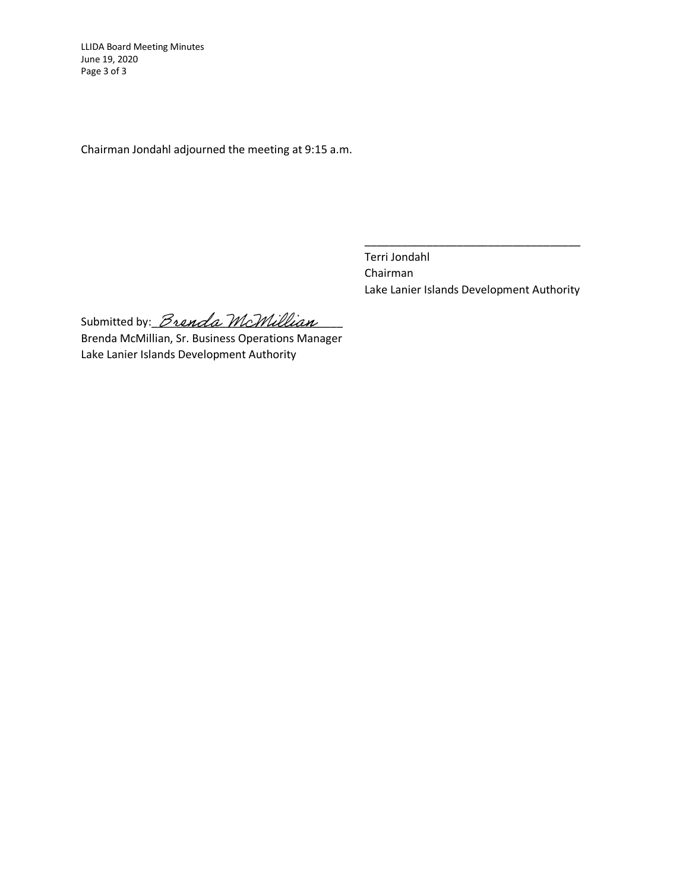Chairman Jondahl adjourned the meeting at 9:15 a.m.

\_\_\_\_\_\_\_\_\_\_\_\_\_\_\_\_\_\_\_\_\_\_\_\_\_\_\_\_\_\_\_\_\_\_
Terri Jondahl
Chairman
Lake Lanier Islands Development Authority

Submitted by: Brenda McMillian
Brenda McMillian, Sr. Business Operations Manager
Lake Lanier Islands Development Authority